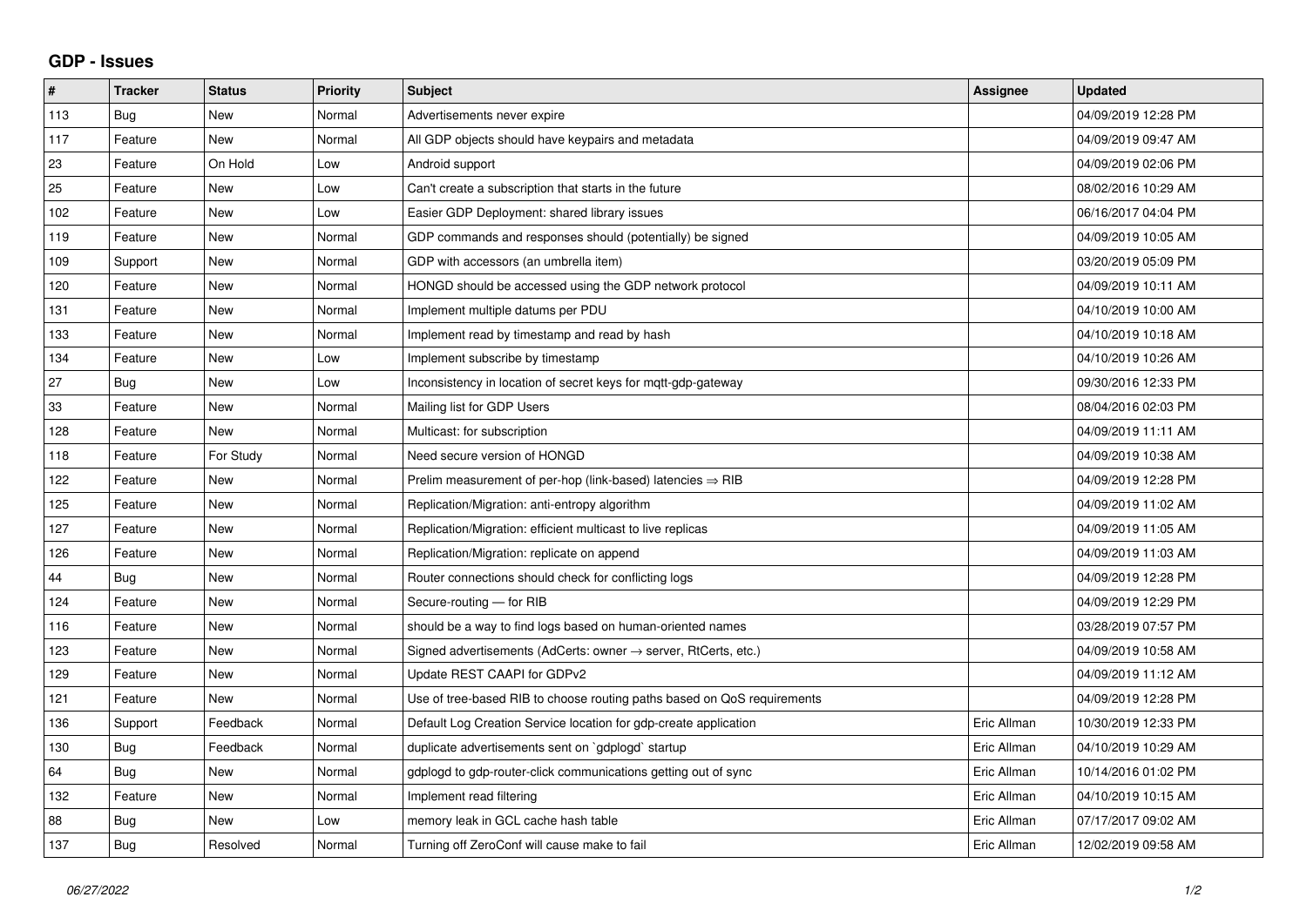# GDP - Issues

| # | Tracker | Status | Priority | Subject | Assignee | Updated |
|---|---|---|---|---|---|---|
| 113 | Bug | New | Normal | Advertisements never expire | | 04/09/2019 12:28 PM |
| 117 | Feature | New | Normal | All GDP objects should have keypairs and metadata | | 04/09/2019 09:47 AM |
| 23 | Feature | On Hold | Low | Android support | | 04/09/2019 02:06 PM |
| 25 | Feature | New | Low | Can't create a subscription that starts in the future | | 08/02/2016 10:29 AM |
| 102 | Feature | New | Low | Easier GDP Deployment: shared library issues | | 06/16/2017 04:04 PM |
| 119 | Feature | New | Normal | GDP commands and responses should (potentially) be signed | | 04/09/2019 10:05 AM |
| 109 | Support | New | Normal | GDP with accessors (an umbrella item) | | 03/20/2019 05:09 PM |
| 120 | Feature | New | Normal | HONGD should be accessed using the GDP network protocol | | 04/09/2019 10:11 AM |
| 131 | Feature | New | Normal | Implement multiple datums per PDU | | 04/10/2019 10:00 AM |
| 133 | Feature | New | Normal | Implement read by timestamp and read by hash | | 04/10/2019 10:18 AM |
| 134 | Feature | New | Low | Implement subscribe by timestamp | | 04/10/2019 10:26 AM |
| 27 | Bug | New | Low | Inconsistency in location of secret keys for mqtt-gdp-gateway | | 09/30/2016 12:33 PM |
| 33 | Feature | New | Normal | Mailing list for GDP Users | | 08/04/2016 02:03 PM |
| 128 | Feature | New | Normal | Multicast: for subscription | | 04/09/2019 11:11 AM |
| 118 | Feature | For Study | Normal | Need secure version of HONGD | | 04/09/2019 10:38 AM |
| 122 | Feature | New | Normal | Prelim measurement of per-hop (link-based) latencies ⇒ RIB | | 04/09/2019 12:28 PM |
| 125 | Feature | New | Normal | Replication/Migration: anti-entropy algorithm | | 04/09/2019 11:02 AM |
| 127 | Feature | New | Normal | Replication/Migration: efficient multicast to live replicas | | 04/09/2019 11:05 AM |
| 126 | Feature | New | Normal | Replication/Migration: replicate on append | | 04/09/2019 11:03 AM |
| 44 | Bug | New | Normal | Router connections should check for conflicting logs | | 04/09/2019 12:28 PM |
| 124 | Feature | New | Normal | Secure-routing — for RIB | | 04/09/2019 12:29 PM |
| 116 | Feature | New | Normal | should be a way to find logs based on human-oriented names | | 03/28/2019 07:57 PM |
| 123 | Feature | New | Normal | Signed advertisements (AdCerts: owner → server, RtCerts, etc.) | | 04/09/2019 10:58 AM |
| 129 | Feature | New | Normal | Update REST CAAPI for GDPv2 | | 04/09/2019 11:12 AM |
| 121 | Feature | New | Normal | Use of tree-based RIB to choose routing paths based on QoS requirements | | 04/09/2019 12:28 PM |
| 136 | Support | Feedback | Normal | Default Log Creation Service location for gdp-create application | Eric Allman | 10/30/2019 12:33 PM |
| 130 | Bug | Feedback | Normal | duplicate advertisements sent on `gdplogd` startup | Eric Allman | 04/10/2019 10:29 AM |
| 64 | Bug | New | Normal | gdplogd to gdp-router-click communications getting out of sync | Eric Allman | 10/14/2016 01:02 PM |
| 132 | Feature | New | Normal | Implement read filtering | Eric Allman | 04/10/2019 10:15 AM |
| 88 | Bug | New | Low | memory leak in GCL cache hash table | Eric Allman | 07/17/2017 09:02 AM |
| 137 | Bug | Resolved | Normal | Turning off ZeroConf will cause make to fail | Eric Allman | 12/02/2019 09:58 AM |

*06/27/2022*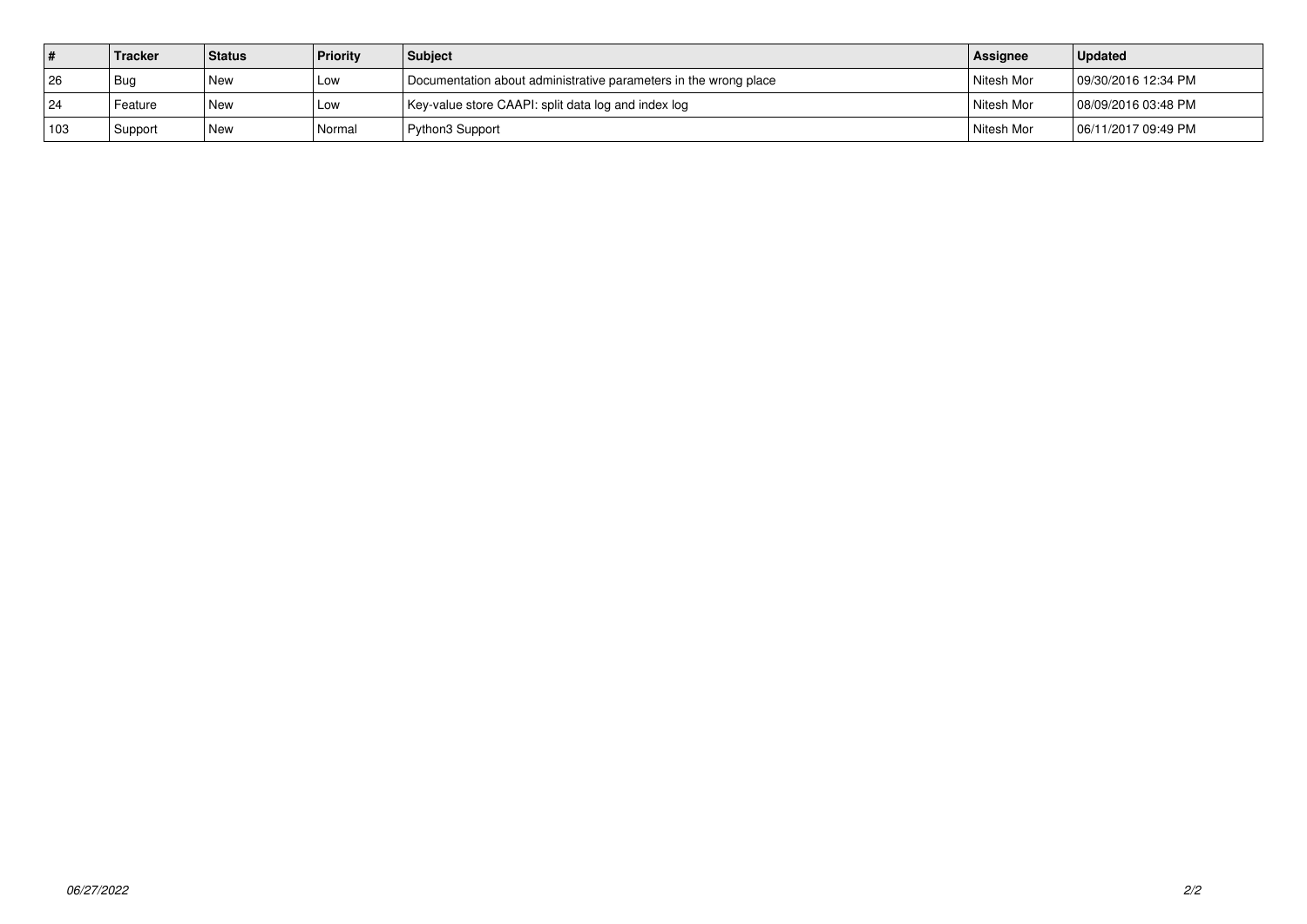| # | Tracker | Status | Priority | Subject | Assignee | Updated |
| --- | --- | --- | --- | --- | --- | --- |
| 26 | Bug | New | Low | Documentation about administrative parameters in the wrong place | Nitesh Mor | 09/30/2016 12:34 PM |
| 24 | Feature | New | Low | Key-value store CAAPI: split data log and index log | Nitesh Mor | 08/09/2016 03:48 PM |
| 103 | Support | New | Normal | Python3 Support | Nitesh Mor | 06/11/2017 09:49 PM |